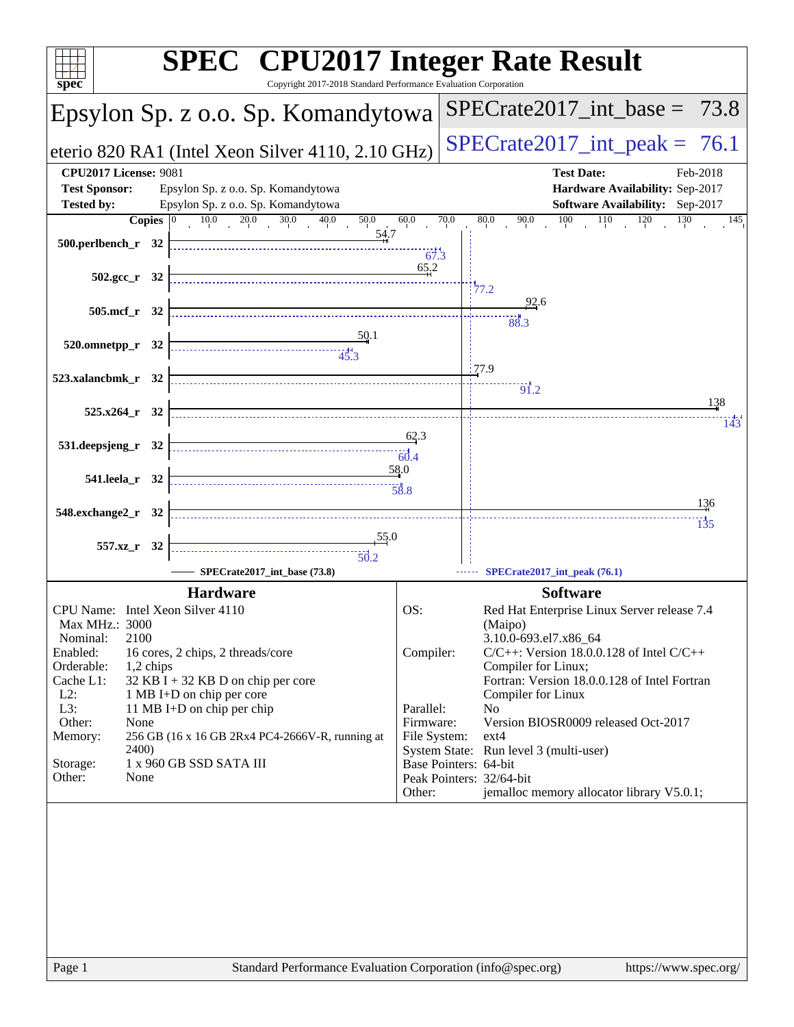# SPEC CPU2017 Integer Rate Result

Copyright 2017-2018 Standard Performance Evaluation Corporation

## Epsylon Sp. z o.o. Sp. Komandytowa

eterio 820 RA1 (Intel Xeon Silver 4110, 2.10 GHz)

SPECrate2017_int_base = 73.8

SPECrate2017_int_peak = 76.1

| | | | |
|---|---|---|---|
| **CPU2017 License:** | 9081 | **Test Date:** | Feb-2018 |
| **Test Sponsor:** | Epsylon Sp. z o.o. Sp. Komandytowa | **Hardware Availability:** | Sep-2017 |
| **Tested by:** | Epsylon Sp. z o.o. Sp. Komandytowa | **Software Availability:** | Sep-2017 |

| Benchmark | Copies | SPECrate2017_int_base (73.8) | SPECrate2017_int_peak (76.1) |
|---|---|---|---|
| 500.perlbench_r | 32 | 54.7 | 67.3 |
| 502.gcc_r | 32 | 65.2 | 77.2 |
| 505.mcf_r | 32 | 92.6 | 88.3 |
| 520.omnetpp_r | 32 | 50.1 | 45.3 |
| 523.xalancbmk_r | 32 | 77.9 | 91.2 |
| 525.x264_r | 32 | 138 | 143 |
| 531.deepsjeng_r | 32 | 62.3 | 60.4 |
| 541.leela_r | 32 | 58.0 | 58.8 |
| 548.exchange2_r | 32 | 136 | 135 |
| 557.xz_r | 32 | 55.0 | 50.2 |

### Hardware

| | |
|---|---|
| CPU Name: | Intel Xeon Silver 4110 |
| Max MHz.: | 3000 |
| Nominal: | 2100 |
| Enabled: | 16 cores, 2 chips, 2 threads/core |
| Orderable: | 1,2 chips |
| Cache L1: | 32 KB I + 32 KB D on chip per core |
| L2: | 1 MB I+D on chip per core |
| L3: | 11 MB I+D on chip per chip |
| Other: | None |
| Memory: | 256 GB (16 x 16 GB 2Rx4 PC4-2666V-R, running at 2400) |
| Storage: | 1 x 960 GB SSD SATA III |
| Other: | None |

### Software

| | |
|---|---|
| OS: | Red Hat Enterprise Linux Server release 7.4 (Maipo) 3.10.0-693.el7.x86_64 |
| Compiler: | C/C++: Version 18.0.0.128 of Intel C/C++ Compiler for Linux; Fortran: Version 18.0.0.128 of Intel Fortran Compiler for Linux |
| Parallel: | No |
| Firmware: | Version BIOSR0009 released Oct-2017 |
| File System: | ext4 |
| System State: | Run level 3 (multi-user) |
| Base Pointers: | 64-bit |
| Peak Pointers: | 32/64-bit |
| Other: | jemalloc memory allocator library V5.0.1; |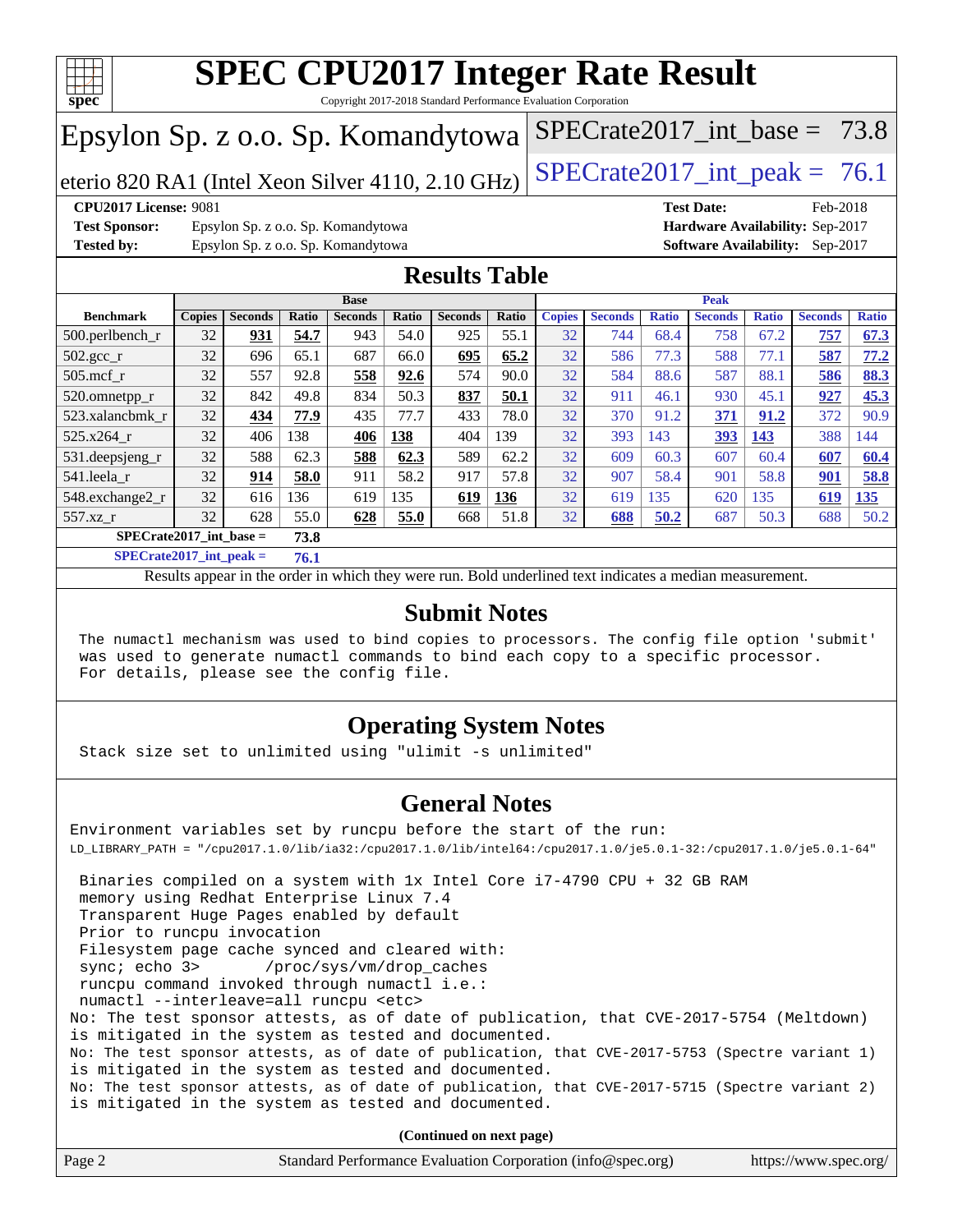# SPEC CPU2017 Integer Rate Result

Copyright 2017-2018 Standard Performance Evaluation Corporation

## Epsylon Sp. z o.o. Sp. Komandytowa

eterio 820 RA1 (Intel Xeon Silver 4110, 2.10 GHz)

SPECrate2017_int_base = 73.8

SPECrate2017_int_peak = 76.1

**CPU2017 License:** 9081
**Test Sponsor:** Epsylon Sp. z o.o. Sp. Komandytowa
**Tested by:** Epsylon Sp. z o.o. Sp. Komandytowa

**Test Date:** Feb-2018
**Hardware Availability:** Sep-2017
**Software Availability:** Sep-2017

## Results Table

| Benchmark | Base | | | | | | | Peak | | | | | | |
|---|---|---|---|---|---|---|---|---|---|---|---|---|---|---|
| | Copies | Seconds | Ratio | Seconds | Ratio | Seconds | Ratio | Copies | Seconds | Ratio | Seconds | Ratio | Seconds | Ratio |
| 500.perlbench_r | 32 | **931** | **54.7** | 943 | 54.0 | 925 | 55.1 | 32 | 744 | 68.4 | 758 | 67.2 | **757** | **67.3** |
| 502.gcc_r | 32 | 696 | 65.1 | 687 | 66.0 | **695** | **65.2** | 32 | 586 | 77.3 | 588 | 77.1 | **587** | **77.2** |
| 505.mcf_r | 32 | 557 | 92.8 | **558** | **92.6** | 574 | 90.0 | 32 | 584 | 88.6 | 587 | 88.1 | **586** | **88.3** |
| 520.omnetpp_r | 32 | 842 | 49.8 | 834 | 50.3 | **837** | **50.1** | 32 | 911 | 46.1 | 930 | 45.1 | **927** | **45.3** |
| 523.xalancbmk_r | 32 | **434** | **77.9** | 435 | 77.7 | 433 | 78.0 | 32 | 370 | 91.2 | **371** | **91.2** | 372 | 90.9 |
| 525.x264_r | 32 | 406 | 138 | **406** | **138** | 404 | 139 | 32 | 393 | 143 | **393** | **143** | 388 | 144 |
| 531.deepsjeng_r | 32 | 588 | 62.3 | **588** | **62.3** | 589 | 62.2 | 32 | 609 | 60.3 | 607 | 60.4 | **607** | **60.4** |
| 541.leela_r | 32 | **914** | **58.0** | 911 | 58.2 | 917 | 57.8 | 32 | 907 | 58.4 | 901 | 58.8 | **901** | **58.8** |
| 548.exchange2_r | 32 | 616 | 136 | 619 | 135 | **619** | **136** | 32 | 619 | 135 | 620 | 135 | **619** | **135** |
| 557.xz_r | 32 | 628 | 55.0 | **628** | **55.0** | 668 | 51.8 | 32 | **688** | **50.2** | 687 | 50.3 | 688 | 50.2 |

**SPECrate2017_int_base = 73.8**

**SPECrate2017_int_peak = 76.1**

Results appear in the order in which they were run. Bold underlined text indicates a median measurement.

## Submit Notes

```
The numactl mechanism was used to bind copies to processors. The config file option 'submit'
was used to generate numactl commands to bind each copy to a specific processor.
For details, please see the config file.
```

## Operating System Notes

```
Stack size set to unlimited using "ulimit -s unlimited"
```

## General Notes

```
Environment variables set by runcpu before the start of the run:
LD_LIBRARY_PATH = "/cpu2017.1.0/lib/ia32:/cpu2017.1.0/lib/intel64:/cpu2017.1.0/je5.0.1-32:/cpu2017.1.0/je5.0.1-64"

 Binaries compiled on a system with 1x Intel Core i7-4790 CPU + 32 GB RAM
 memory using Redhat Enterprise Linux 7.4
 Transparent Huge Pages enabled by default
 Prior to runcpu invocation
 Filesystem page cache synced and cleared with:
 sync; echo 3>       /proc/sys/vm/drop_caches
 runcpu command invoked through numactl i.e.:
 numactl --interleave=all runcpu <etc>
No: The test sponsor attests, as of date of publication, that CVE-2017-5754 (Meltdown)
is mitigated in the system as tested and documented.
No: The test sponsor attests, as of date of publication, that CVE-2017-5753 (Spectre variant 1)
is mitigated in the system as tested and documented.
No: The test sponsor attests, as of date of publication, that CVE-2017-5715 (Spectre variant 2)
is mitigated in the system as tested and documented.
```

**(Continued on next page)**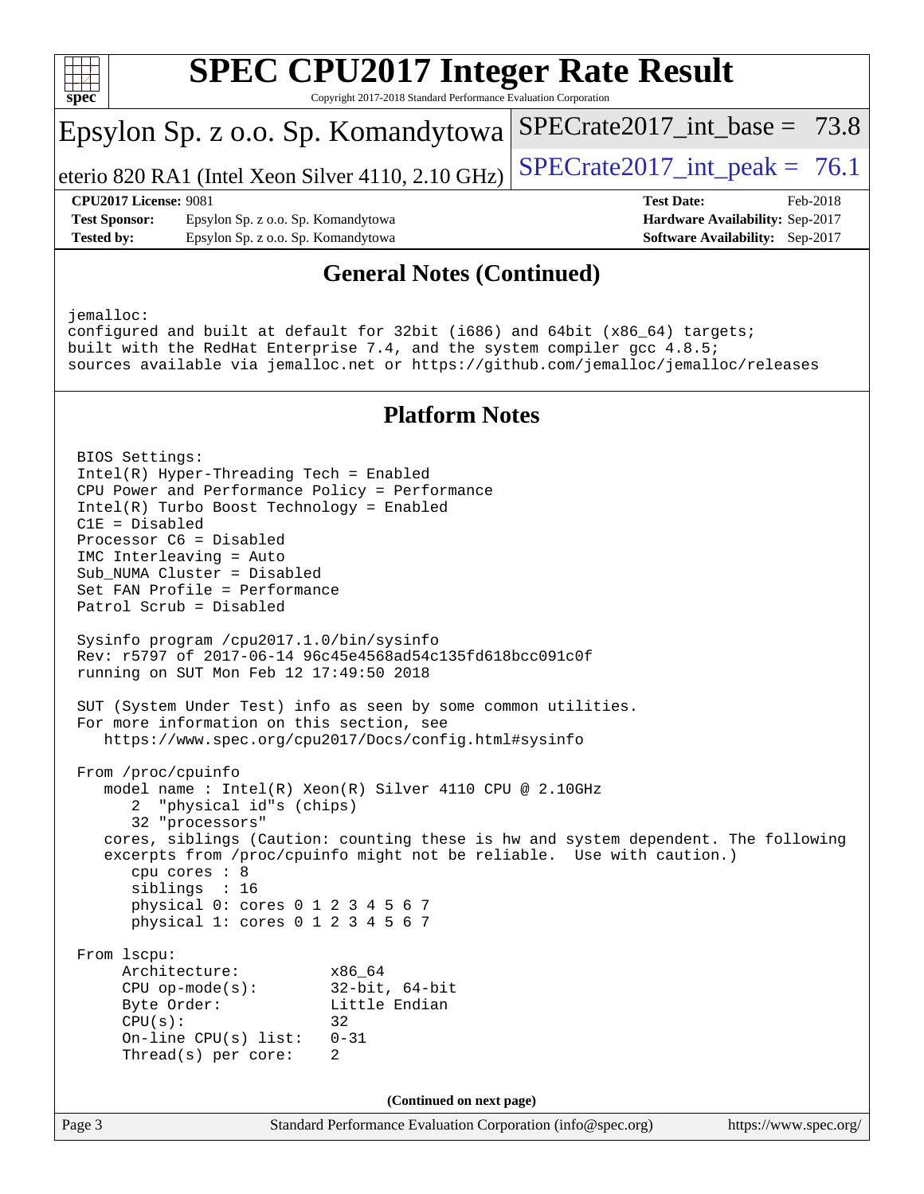# SPEC CPU2017 Integer Rate Result

Copyright 2017-2018 Standard Performance Evaluation Corporation

**Epsylon Sp. z o.o. Sp. Komandytowa**

**eterio 820 RA1 (Intel Xeon Silver 4110, 2.10 GHz)**

SPECrate2017_int_base = 73.8

SPECrate2017_int_peak = 76.1

**CPU2017 License:** 9081
**Test Sponsor:** Epsylon Sp. z o.o. Sp. Komandytowa
**Tested by:** Epsylon Sp. z o.o. Sp. Komandytowa

**Test Date:** Feb-2018
**Hardware Availability:** Sep-2017
**Software Availability:** Sep-2017

## General Notes (Continued)

```
jemalloc:
configured and built at default for 32bit (i686) and 64bit (x86_64) targets;
built with the RedHat Enterprise 7.4, and the system compiler gcc 4.8.5;
sources available via jemalloc.net or https://github.com/jemalloc/jemalloc/releases
```

## Platform Notes

```
BIOS Settings:
Intel(R) Hyper-Threading Tech = Enabled
CPU Power and Performance Policy = Performance
Intel(R) Turbo Boost Technology = Enabled
C1E = Disabled
Processor C6 = Disabled
IMC Interleaving = Auto
Sub_NUMA Cluster = Disabled
Set FAN Profile = Performance
Patrol Scrub = Disabled

Sysinfo program /cpu2017.1.0/bin/sysinfo
Rev: r5797 of 2017-06-14 96c45e4568ad54c135fd618bcc091c0f
running on SUT Mon Feb 12 17:49:50 2018

SUT (System Under Test) info as seen by some common utilities.
For more information on this section, see
   https://www.spec.org/cpu2017/Docs/config.html#sysinfo

From /proc/cpuinfo
   model name : Intel(R) Xeon(R) Silver 4110 CPU @ 2.10GHz
      2  "physical id"s (chips)
      32 "processors"
   cores, siblings (Caution: counting these is hw and system dependent. The following
   excerpts from /proc/cpuinfo might not be reliable.  Use with caution.)
      cpu cores : 8
      siblings  : 16
      physical 0: cores 0 1 2 3 4 5 6 7
      physical 1: cores 0 1 2 3 4 5 6 7

From lscpu:
     Architecture:          x86_64
     CPU op-mode(s):        32-bit, 64-bit
     Byte Order:            Little Endian
     CPU(s):                32
     On-line CPU(s) list:   0-31
     Thread(s) per core:    2
```

(Continued on next page)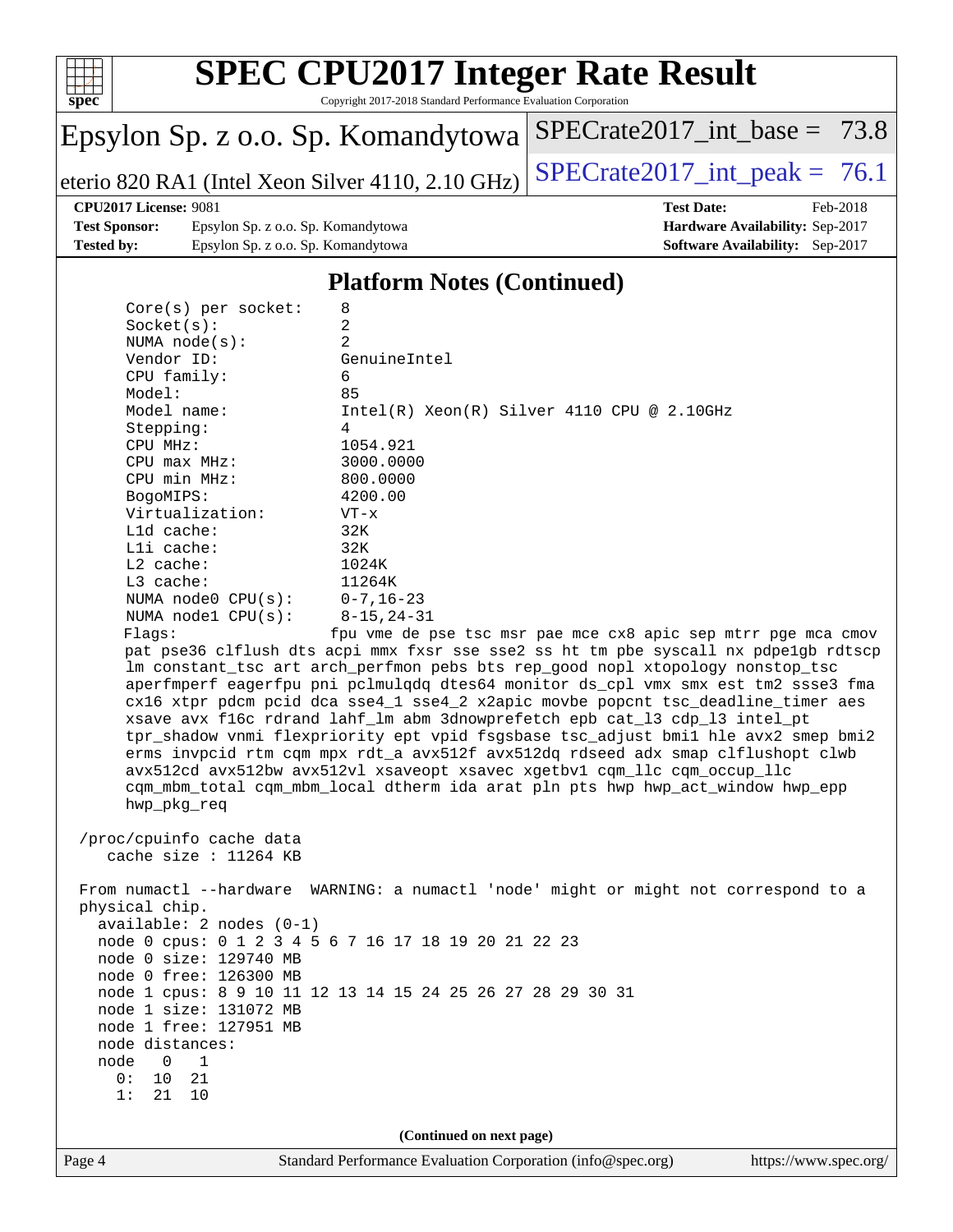# SPEC CPU2017 Integer Rate Result

Copyright 2017-2018 Standard Performance Evaluation Corporation

**Epsylon Sp. z o.o. Sp. Komandytowa**

**eterio 820 RA1 (Intel Xeon Silver 4110, 2.10 GHz)**

SPECrate2017_int_base = 73.8

SPECrate2017_int_peak = 76.1

**CPU2017 License:** 9081
**Test Sponsor:** Epsylon Sp. z o.o. Sp. Komandytowa
**Tested by:** Epsylon Sp. z o.o. Sp. Komandytowa

**Test Date:** Feb-2018
**Hardware Availability:** Sep-2017
**Software Availability:** Sep-2017

## Platform Notes (Continued)

```
      Core(s) per socket:    8
      Socket(s):             2
      NUMA node(s):          2
      Vendor ID:             GenuineIntel
      CPU family:            6
      Model:                 85
      Model name:            Intel(R) Xeon(R) Silver 4110 CPU @ 2.10GHz
      Stepping:              4
      CPU MHz:               1054.921
      CPU max MHz:           3000.0000
      CPU min MHz:           800.0000
      BogoMIPS:              4200.00
      Virtualization:        VT-x
      L1d cache:             32K
      L1i cache:             32K
      L2 cache:              1024K
      L3 cache:              11264K
      NUMA node0 CPU(s):     0-7,16-23
      NUMA node1 CPU(s):     8-15,24-31
      Flags:                 fpu vme de pse tsc msr pae mce cx8 apic sep mtrr pge mca cmov
      pat pse36 clflush dts acpi mmx fxsr sse sse2 ss ht tm pbe syscall nx pdpe1gb rdtscp
      lm constant_tsc art arch_perfmon pebs bts rep_good nopl xtopology nonstop_tsc
      aperfmperf eagerfpu pni pclmulqdq dtes64 monitor ds_cpl vmx smx est tm2 ssse3 fma
      cx16 xtpr pdcm pcid dca sse4_1 sse4_2 x2apic movbe popcnt tsc_deadline_timer aes
      xsave avx f16c rdrand lahf_lm abm 3dnowprefetch epb cat_l3 cdp_l3 intel_pt
      tpr_shadow vnmi flexpriority ept vpid fsgsbase tsc_adjust bmi1 hle avx2 smep bmi2
      erms invpcid rtm cqm mpx rdt_a avx512f avx512dq rdseed adx smap clflushopt clwb
      avx512cd avx512bw avx512vl xsaveopt xsavec xgetbv1 cqm_llc cqm_occup_llc
      cqm_mbm_total cqm_mbm_local dtherm ida arat pln pts hwp hwp_act_window hwp_epp
      hwp_pkg_req

 /proc/cpuinfo cache data
    cache size : 11264 KB

 From numactl --hardware  WARNING: a numactl 'node' might or might not correspond to a
 physical chip.
   available: 2 nodes (0-1)
   node 0 cpus: 0 1 2 3 4 5 6 7 16 17 18 19 20 21 22 23
   node 0 size: 129740 MB
   node 0 free: 126300 MB
   node 1 cpus: 8 9 10 11 12 13 14 15 24 25 26 27 28 29 30 31
   node 1 size: 131072 MB
   node 1 free: 127951 MB
   node distances:
   node   0   1
     0:  10  21
     1:  21  10
```

**(Continued on next page)**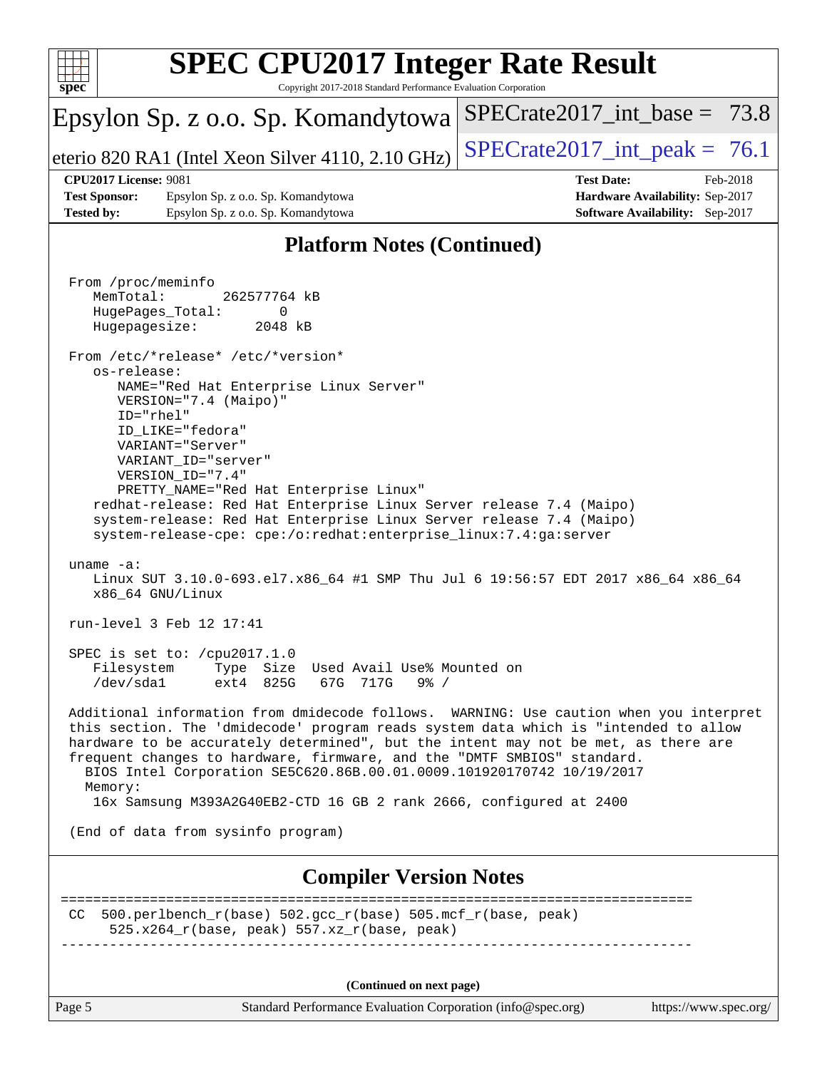## Platform Notes (Continued)

```
 From /proc/meminfo
    MemTotal:       262577764 kB
    HugePages_Total:       0
    Hugepagesize:       2048 kB

 From /etc/*release* /etc/*version*
    os-release:
       NAME="Red Hat Enterprise Linux Server"
       VERSION="7.4 (Maipo)"
       ID="rhel"
       ID_LIKE="fedora"
       VARIANT="Server"
       VARIANT_ID="server"
       VERSION_ID="7.4"
       PRETTY_NAME="Red Hat Enterprise Linux"
    redhat-release: Red Hat Enterprise Linux Server release 7.4 (Maipo)
    system-release: Red Hat Enterprise Linux Server release 7.4 (Maipo)
    system-release-cpe: cpe:/o:redhat:enterprise_linux:7.4:ga:server

 uname -a:
    Linux SUT 3.10.0-693.el7.x86_64 #1 SMP Thu Jul 6 19:56:57 EDT 2017 x86_64 x86_64
    x86_64 GNU/Linux

 run-level 3 Feb 12 17:41

 SPEC is set to: /cpu2017.1.0
    Filesystem     Type  Size  Used Avail Use% Mounted on
    /dev/sda1      ext4  825G   67G  717G   9% /

 Additional information from dmidecode follows.  WARNING: Use caution when you interpret
 this section. The 'dmidecode' program reads system data which is "intended to allow
 hardware to be accurately determined", but the intent may not be met, as there are
 frequent changes to hardware, firmware, and the "DMTF SMBIOS" standard.
   BIOS Intel Corporation SE5C620.86B.00.01.0009.101920170742 10/19/2017
   Memory:
    16x Samsung M393A2G40EB2-CTD 16 GB 2 rank 2666, configured at 2400

 (End of data from sysinfo program)
```

## Compiler Version Notes

```
==============================================================================
 CC  500.perlbench_r(base) 502.gcc_r(base) 505.mcf_r(base, peak)
      525.x264_r(base, peak) 557.xz_r(base, peak)
------------------------------------------------------------------------------
```

(Continued on next page)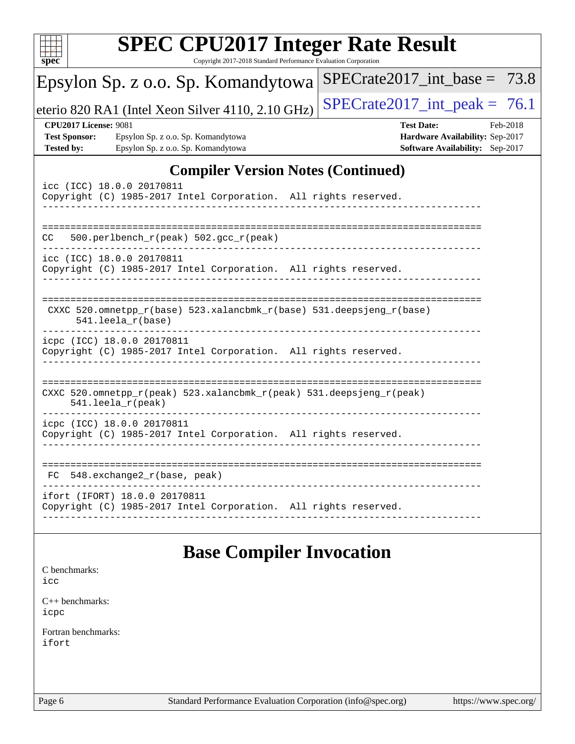## Compiler Version Notes (Continued)

```
icc (ICC) 18.0.0 20170811
Copyright (C) 1985-2017 Intel Corporation.  All rights reserved.
------------------------------------------------------------------------------

==============================================================================
CC   500.perlbench_r(peak) 502.gcc_r(peak)
------------------------------------------------------------------------------
icc (ICC) 18.0.0 20170811
Copyright (C) 1985-2017 Intel Corporation.  All rights reserved.
------------------------------------------------------------------------------

==============================================================================
 CXXC 520.omnetpp_r(base) 523.xalancbmk_r(base) 531.deepsjeng_r(base)
      541.leela_r(base)
------------------------------------------------------------------------------
icpc (ICC) 18.0.0 20170811
Copyright (C) 1985-2017 Intel Corporation.  All rights reserved.
------------------------------------------------------------------------------

==============================================================================
CXXC 520.omnetpp_r(peak) 523.xalancbmk_r(peak) 531.deepsjeng_r(peak)
     541.leela_r(peak)
------------------------------------------------------------------------------
icpc (ICC) 18.0.0 20170811
Copyright (C) 1985-2017 Intel Corporation.  All rights reserved.
------------------------------------------------------------------------------

==============================================================================
 FC  548.exchange2_r(base, peak)
------------------------------------------------------------------------------
ifort (IFORT) 18.0.0 20170811
Copyright (C) 1985-2017 Intel Corporation.  All rights reserved.
------------------------------------------------------------------------------
```

## Base Compiler Invocation

C benchmarks:
icc

C++ benchmarks:
icpc

Fortran benchmarks:
ifort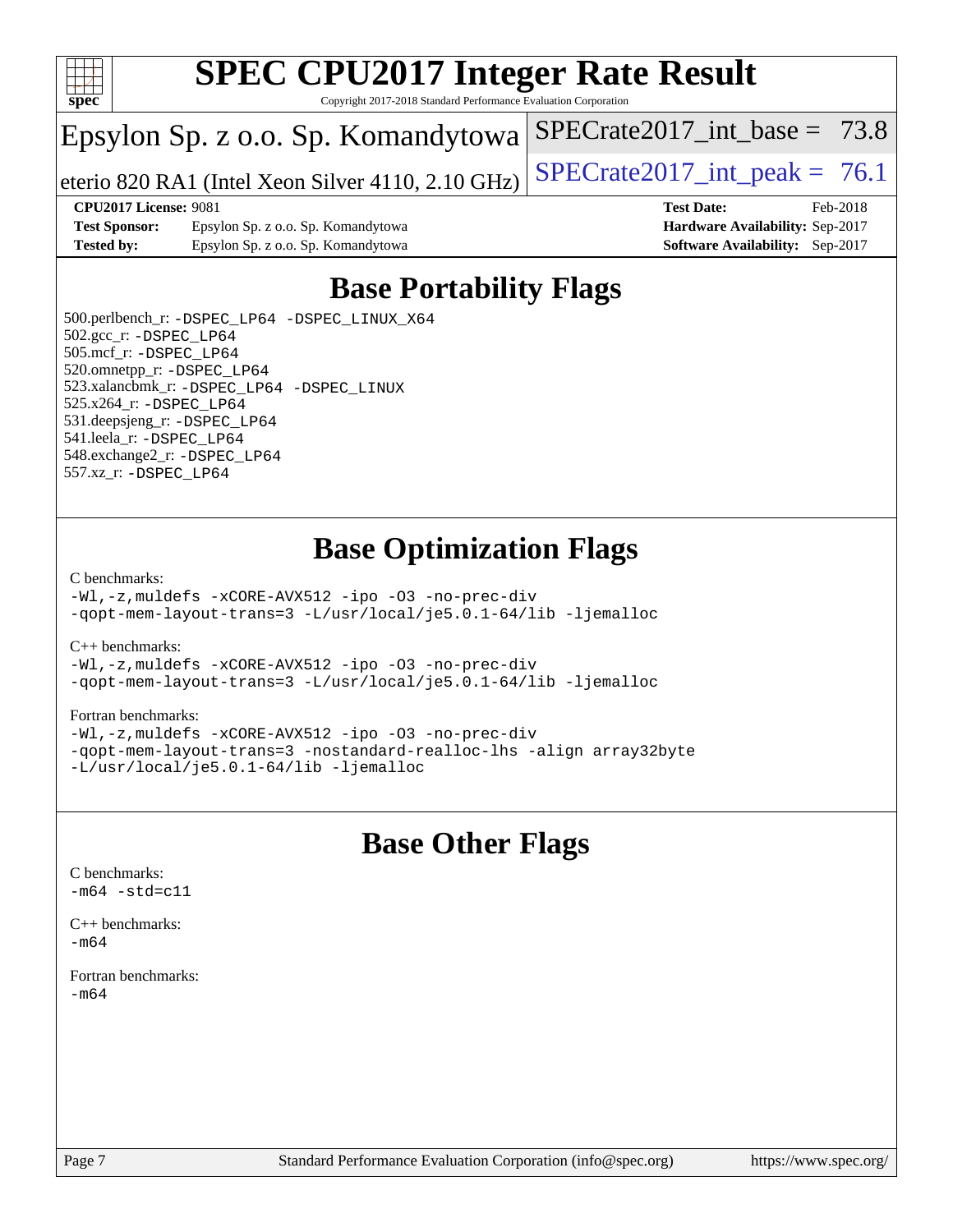# SPEC CPU2017 Integer Rate Result

Copyright 2017-2018 Standard Performance Evaluation Corporation

Epsylon Sp. z o.o. Sp. Komandytowa

eterio 820 RA1 (Intel Xeon Silver 4110, 2.10 GHz)

SPECrate2017_int_base = 73.8

SPECrate2017_int_peak = 76.1

**CPU2017 License:** 9081
**Test Sponsor:** Epsylon Sp. z o.o. Sp. Komandytowa
**Tested by:** Epsylon Sp. z o.o. Sp. Komandytowa

**Test Date:** Feb-2018
**Hardware Availability:** Sep-2017
**Software Availability:** Sep-2017

## Base Portability Flags

500.perlbench_r: -DSPEC_LP64 -DSPEC_LINUX_X64
502.gcc_r: -DSPEC_LP64
505.mcf_r: -DSPEC_LP64
520.omnetpp_r: -DSPEC_LP64
523.xalancbmk_r: -DSPEC_LP64 -DSPEC_LINUX
525.x264_r: -DSPEC_LP64
531.deepsjeng_r: -DSPEC_LP64
541.leela_r: -DSPEC_LP64
548.exchange2_r: -DSPEC_LP64
557.xz_r: -DSPEC_LP64

## Base Optimization Flags

C benchmarks:
-Wl,-z,muldefs -xCORE-AVX512 -ipo -O3 -no-prec-div
-qopt-mem-layout-trans=3 -L/usr/local/je5.0.1-64/lib -ljemalloc

C++ benchmarks:
-Wl,-z,muldefs -xCORE-AVX512 -ipo -O3 -no-prec-div
-qopt-mem-layout-trans=3 -L/usr/local/je5.0.1-64/lib -ljemalloc

Fortran benchmarks:
-Wl,-z,muldefs -xCORE-AVX512 -ipo -O3 -no-prec-div
-qopt-mem-layout-trans=3 -nostandard-realloc-lhs -align array32byte
-L/usr/local/je5.0.1-64/lib -ljemalloc

## Base Other Flags

C benchmarks:
-m64 -std=c11

C++ benchmarks:
-m64

Fortran benchmarks:
-m64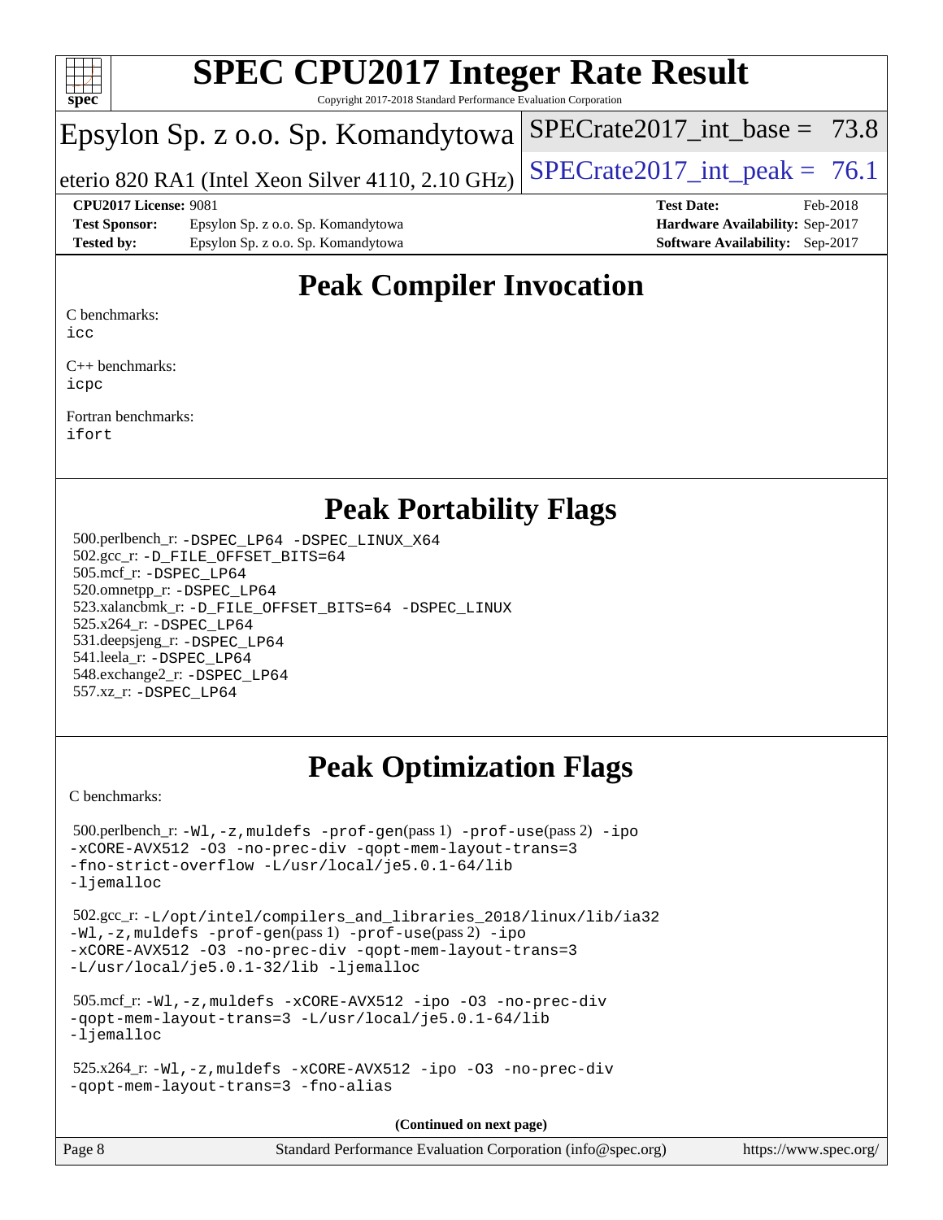# SPEC CPU2017 Integer Rate Result

Copyright 2017-2018 Standard Performance Evaluation Corporation

Epsylon Sp. z o.o. Sp. Komandytowa

eterio 820 RA1 (Intel Xeon Silver 4110, 2.10 GHz)

SPECrate2017_int_base = 73.8

SPECrate2017_int_peak = 76.1

**CPU2017 License:** 9081
**Test Sponsor:** Epsylon Sp. z o.o. Sp. Komandytowa
**Tested by:** Epsylon Sp. z o.o. Sp. Komandytowa

**Test Date:** Feb-2018
**Hardware Availability:** Sep-2017
**Software Availability:** Sep-2017

## Peak Compiler Invocation

C benchmarks:
icc

C++ benchmarks:
icpc

Fortran benchmarks:
ifort

## Peak Portability Flags

500.perlbench_r: -DSPEC_LP64 -DSPEC_LINUX_X64
502.gcc_r: -D_FILE_OFFSET_BITS=64
505.mcf_r: -DSPEC_LP64
520.omnetpp_r: -DSPEC_LP64
523.xalancbmk_r: -D_FILE_OFFSET_BITS=64 -DSPEC_LINUX
525.x264_r: -DSPEC_LP64
531.deepsjeng_r: -DSPEC_LP64
541.leela_r: -DSPEC_LP64
548.exchange2_r: -DSPEC_LP64
557.xz_r: -DSPEC_LP64

## Peak Optimization Flags

C benchmarks:

500.perlbench_r: -Wl,-z,muldefs -prof-gen(pass 1) -prof-use(pass 2) -ipo -xCORE-AVX512 -O3 -no-prec-div -qopt-mem-layout-trans=3 -fno-strict-overflow -L/usr/local/je5.0.1-64/lib -ljemalloc

502.gcc_r: -L/opt/intel/compilers_and_libraries_2018/linux/lib/ia32 -Wl,-z,muldefs -prof-gen(pass 1) -prof-use(pass 2) -ipo -xCORE-AVX512 -O3 -no-prec-div -qopt-mem-layout-trans=3 -L/usr/local/je5.0.1-32/lib -ljemalloc

505.mcf_r: -Wl,-z,muldefs -xCORE-AVX512 -ipo -O3 -no-prec-div -qopt-mem-layout-trans=3 -L/usr/local/je5.0.1-64/lib -ljemalloc

525.x264_r: -Wl,-z,muldefs -xCORE-AVX512 -ipo -O3 -no-prec-div -qopt-mem-layout-trans=3 -fno-alias

**(Continued on next page)**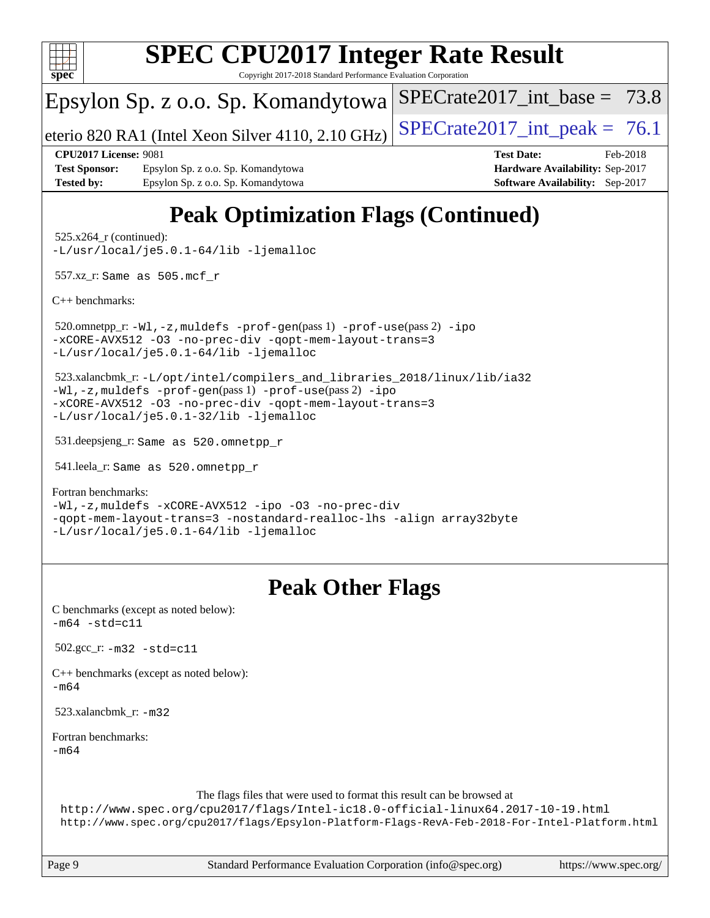# Peak Optimization Flags (Continued)

525.x264_r (continued):
-L/usr/local/je5.0.1-64/lib -ljemalloc

557.xz_r: Same as 505.mcf_r

C++ benchmarks:

520.omnetpp_r: -Wl,-z,muldefs -prof-gen(pass 1) -prof-use(pass 2) -ipo
-xCORE-AVX512 -O3 -no-prec-div -qopt-mem-layout-trans=3
-L/usr/local/je5.0.1-64/lib -ljemalloc

523.xalancbmk_r: -L/opt/intel/compilers_and_libraries_2018/linux/lib/ia32
-Wl,-z,muldefs -prof-gen(pass 1) -prof-use(pass 2) -ipo
-xCORE-AVX512 -O3 -no-prec-div -qopt-mem-layout-trans=3
-L/usr/local/je5.0.1-32/lib -ljemalloc

531.deepsjeng_r: Same as 520.omnetpp_r

541.leela_r: Same as 520.omnetpp_r

Fortran benchmarks:
-Wl,-z,muldefs -xCORE-AVX512 -ipo -O3 -no-prec-div
-qopt-mem-layout-trans=3 -nostandard-realloc-lhs -align array32byte
-L/usr/local/je5.0.1-64/lib -ljemalloc

# Peak Other Flags

C benchmarks (except as noted below):
-m64 -std=c11

502.gcc_r: -m32 -std=c11

C++ benchmarks (except as noted below):
-m64

523.xalancbmk_r: -m32

Fortran benchmarks:
-m64

The flags files that were used to format this result can be browsed at
http://www.spec.org/cpu2017/flags/Intel-ic18.0-official-linux64.2017-10-19.html
http://www.spec.org/cpu2017/flags/Epsylon-Platform-Flags-RevA-Feb-2018-For-Intel-Platform.html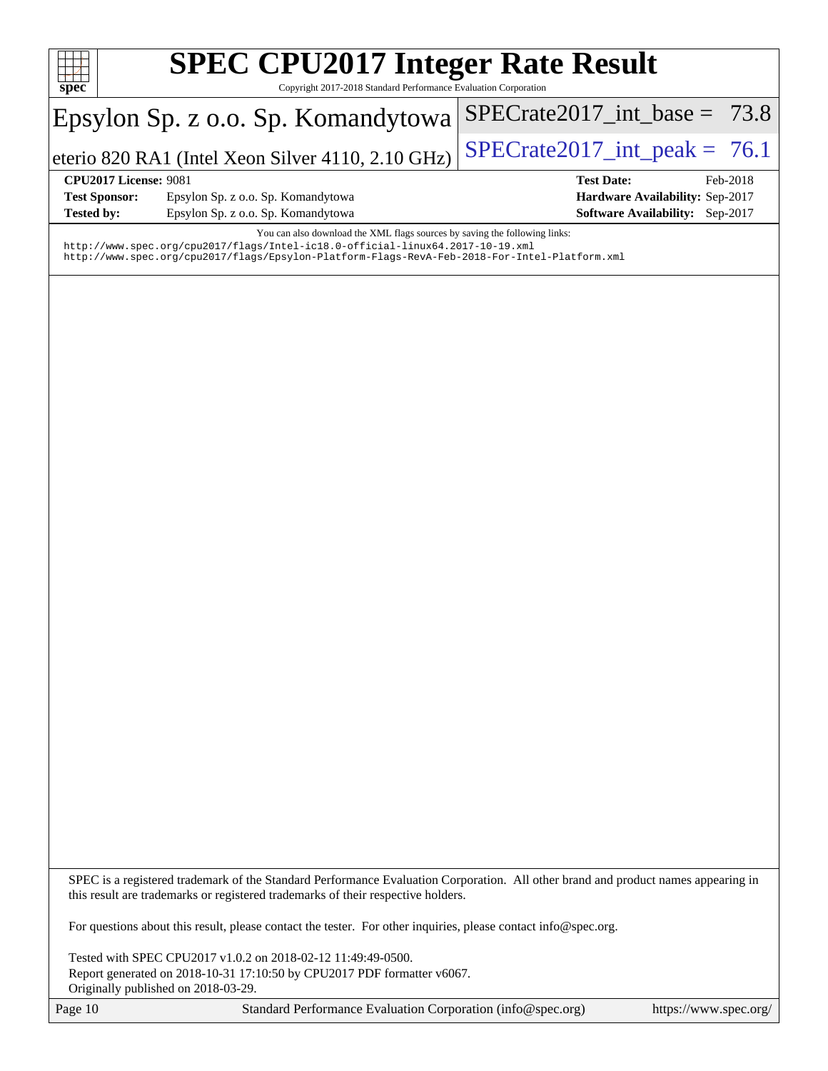# SPEC CPU2017 Integer Rate Result

Copyright 2017-2018 Standard Performance Evaluation Corporation

## Epsylon Sp. z o.o. Sp. Komandytowa

eterio 820 RA1 (Intel Xeon Silver 4110, 2.10 GHz)

SPECrate2017_int_base = 73.8

SPECrate2017_int_peak = 76.1

**CPU2017 License:** 9081
**Test Sponsor:** Epsylon Sp. z o.o. Sp. Komandytowa
**Tested by:** Epsylon Sp. z o.o. Sp. Komandytowa

**Test Date:** Feb-2018
**Hardware Availability:** Sep-2017
**Software Availability:** Sep-2017

You can also download the XML flags sources by saving the following links:

http://www.spec.org/cpu2017/flags/Intel-ic18.0-official-linux64.2017-10-19.xml
http://www.spec.org/cpu2017/flags/Epsylon-Platform-Flags-RevA-Feb-2018-For-Intel-Platform.xml

SPEC is a registered trademark of the Standard Performance Evaluation Corporation. All other brand and product names appearing in this result are trademarks or registered trademarks of their respective holders.

For questions about this result, please contact the tester. For other inquiries, please contact info@spec.org.

Tested with SPEC CPU2017 v1.0.2 on 2018-02-12 11:49:49-0500.
Report generated on 2018-10-31 17:10:50 by CPU2017 PDF formatter v6067.
Originally published on 2018-03-29.